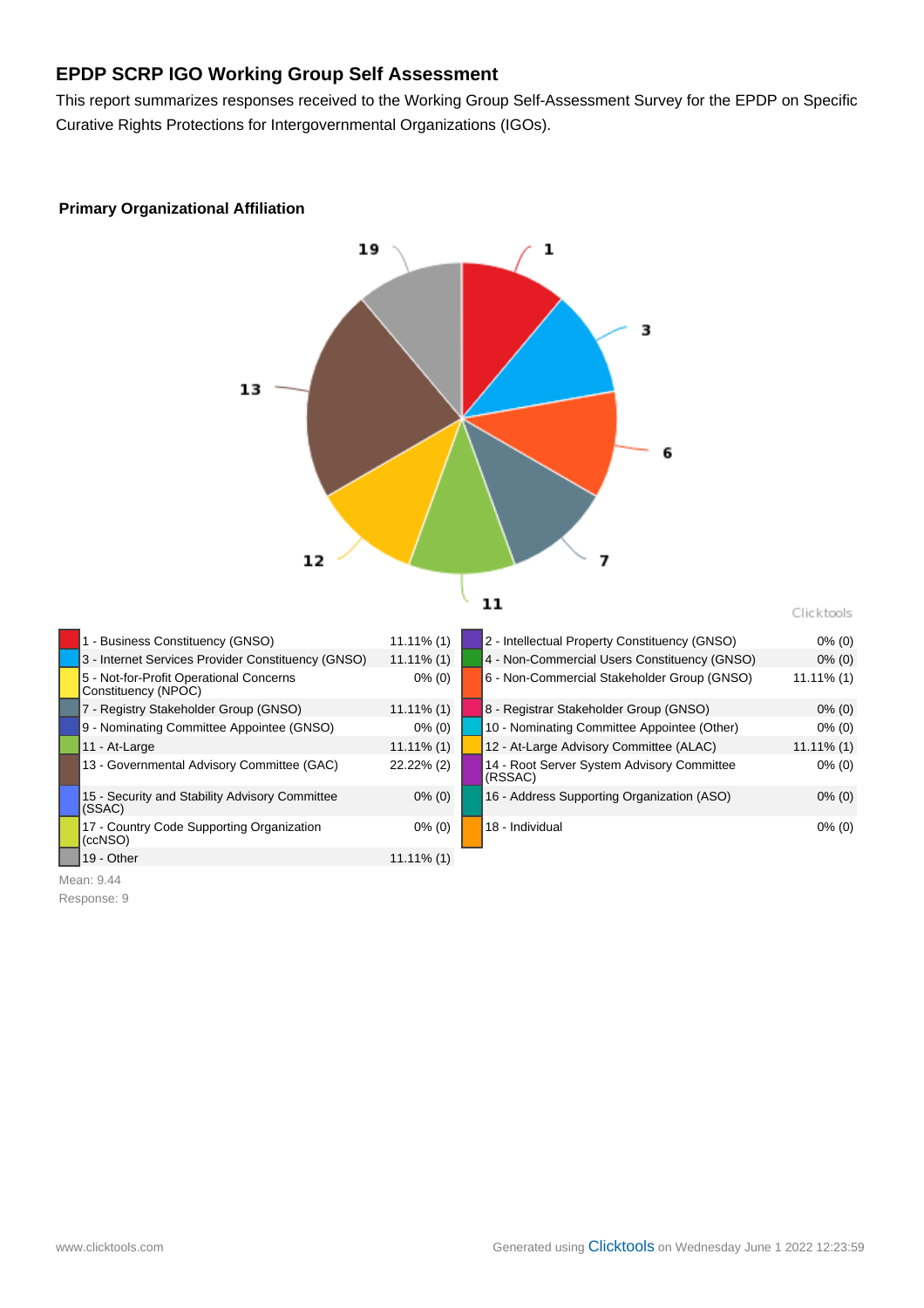## EPDP SCRP IGO Working Group Self Assessment

This report summarizes responses received to the Working Group Self-Assessment Survey for the EPDP on Specific Curative Rights Protections for Intergovernmental Organizations (IGOs).

### Primary Organizational Affiliation

| Affiliation | Response | Affiliation | Response |
|---|---|---|---|
| 1 - Business Constituency (GNSO) | 11.11% (1) | 2 - Intellectual Property Constituency (GNSO) | 0% (0) |
| 3 - Internet Services Provider Constituency (GNSO) | 11.11% (1) | 4 - Non-Commercial Users Constituency (GNSO) | 0% (0) |
| 5 - Not-for-Profit Operational Concerns Constituency (NPOC) | 0% (0) | 6 - Non-Commercial Stakeholder Group (GNSO) | 11.11% (1) |
| 7 - Registry Stakeholder Group (GNSO) | 11.11% (1) | 8 - Registrar Stakeholder Group (GNSO) | 0% (0) |
| 9 - Nominating Committee Appointee (GNSO) | 0% (0) | 10 - Nominating Committee Appointee (Other) | 0% (0) |
| 11 - At-Large | 11.11% (1) | 12 - At-Large Advisory Committee (ALAC) | 11.11% (1) |
| 13 - Governmental Advisory Committee (GAC) | 22.22% (2) | 14 - Root Server System Advisory Committee (RSSAC) | 0% (0) |
| 15 - Security and Stability Advisory Committee (SSAC) | 0% (0) | 16 - Address Supporting Organization (ASO) | 0% (0) |
| 17 - Country Code Supporting Organization (ccNSO) | 0% (0) | 18 - Individual | 0% (0) |
| 19 - Other | 11.11% (1) | | |

Mean: 9.44

Response: 9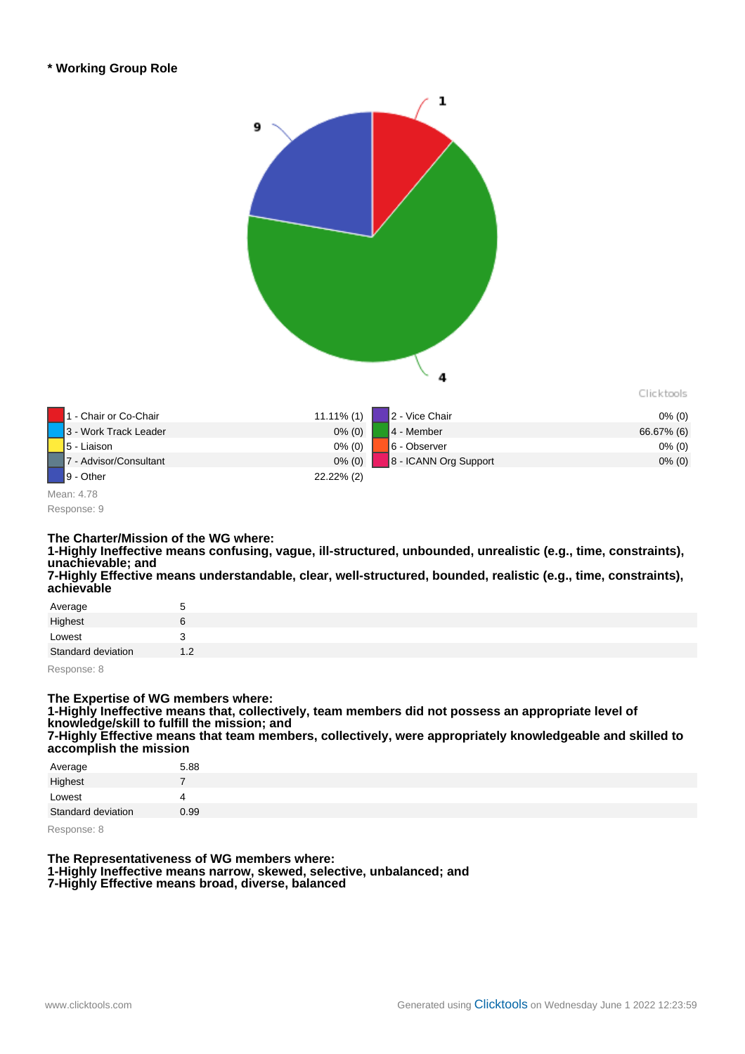### * Working Group Role

| | | | |
|---|---|---|---|
| 1 - Chair or Co-Chair | 11.11% (1) | 2 - Vice Chair | 0% (0) |
| 3 - Work Track Leader | 0% (0) | 4 - Member | 66.67% (6) |
| 5 - Liaison | 0% (0) | 6 - Observer | 0% (0) |
| 7 - Advisor/Consultant | 0% (0) | 8 - ICANN Org Support | 0% (0) |
| 9 - Other | 22.22% (2) | | |

Mean: 4.78

Response: 9

**The Charter/Mission of the WG where:**
**1-Highly Ineffective means confusing, vague, ill-structured, unbounded, unrealistic (e.g., time, constraints), unachievable; and**
**7-Highly Effective means understandable, clear, well-structured, bounded, realistic (e.g., time, constraints), achievable**

| | |
|---|---|
| Average | 5 |
| Highest | 6 |
| Lowest | 3 |
| Standard deviation | 1.2 |

Response: 8

**The Expertise of WG members where:**
**1-Highly Ineffective means that, collectively, team members did not possess an appropriate level of knowledge/skill to fulfill the mission; and**
**7-Highly Effective means that team members, collectively, were appropriately knowledgeable and skilled to accomplish the mission**

| | |
|---|---|
| Average | 5.88 |
| Highest | 7 |
| Lowest | 4 |
| Standard deviation | 0.99 |

Response: 8

**The Representativeness of WG members where:**
**1-Highly Ineffective means narrow, skewed, selective, unbalanced; and**
**7-Highly Effective means broad, diverse, balanced**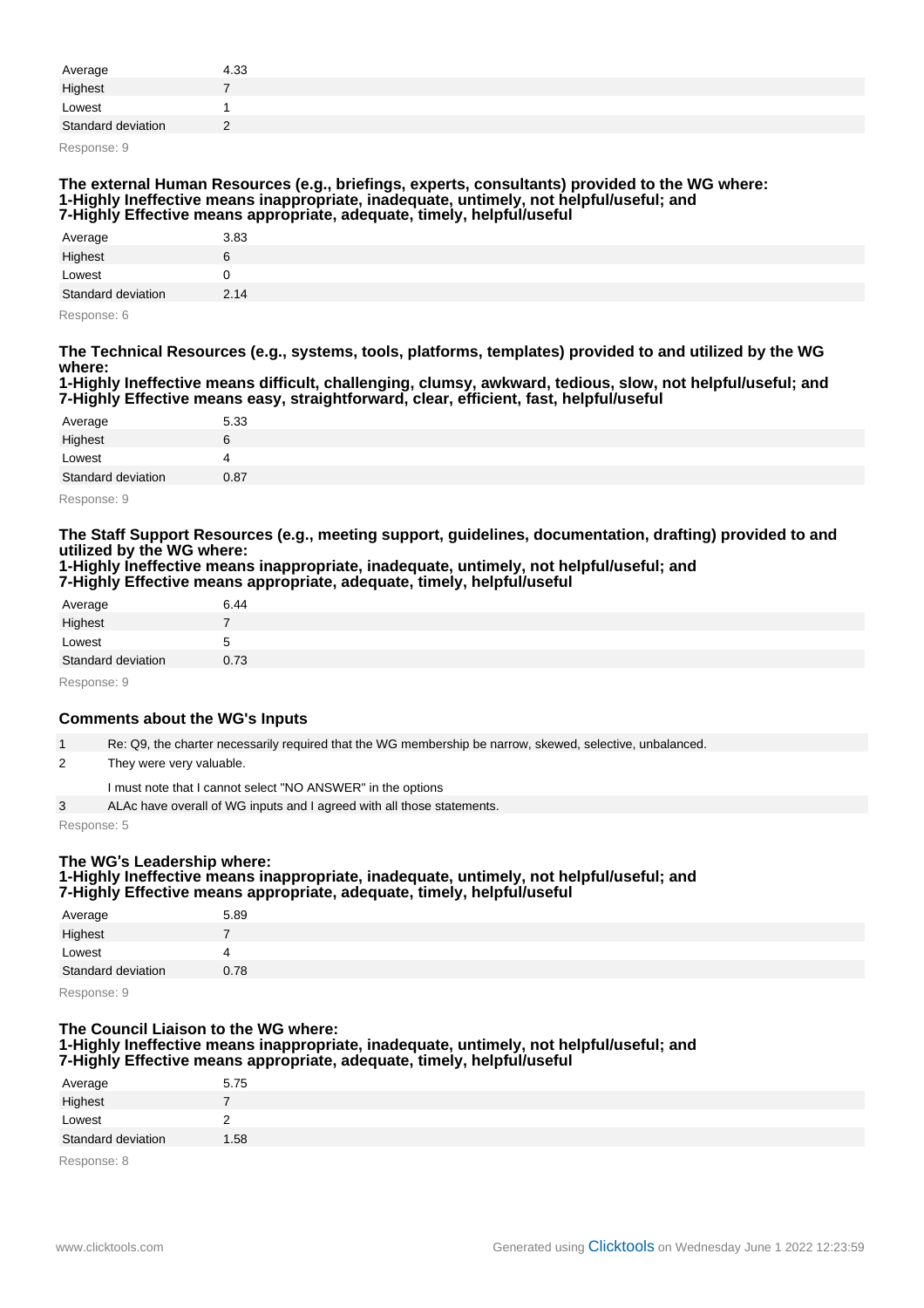| | |
|---|---|
| Average | 4.33 |
| Highest | 7 |
| Lowest | 1 |
| Standard deviation | 2 |

Response: 9

### The external Human Resources (e.g., briefings, experts, consultants) provided to the WG where: 1-Highly Ineffective means inappropriate, inadequate, untimely, not helpful/useful; and 7-Highly Effective means appropriate, adequate, timely, helpful/useful

| | |
|---|---|
| Average | 3.83 |
| Highest | 6 |
| Lowest | 0 |
| Standard deviation | 2.14 |

Response: 6

### The Technical Resources (e.g., systems, tools, platforms, templates) provided to and utilized by the WG where: 1-Highly Ineffective means difficult, challenging, clumsy, awkward, tedious, slow, not helpful/useful; and 7-Highly Effective means easy, straightforward, clear, efficient, fast, helpful/useful

| | |
|---|---|
| Average | 5.33 |
| Highest | 6 |
| Lowest | 4 |
| Standard deviation | 0.87 |

Response: 9

### The Staff Support Resources (e.g., meeting support, guidelines, documentation, drafting) provided to and utilized by the WG where: 1-Highly Ineffective means inappropriate, inadequate, untimely, not helpful/useful; and 7-Highly Effective means appropriate, adequate, timely, helpful/useful

| | |
|---|---|
| Average | 6.44 |
| Highest | 7 |
| Lowest | 5 |
| Standard deviation | 0.73 |

Response: 9

### Comments about the WG's Inputs

| | |
|---|---|
| 1 | Re: Q9, the charter necessarily required that the WG membership be narrow, skewed, selective, unbalanced. |
| 2 | They were very valuable.<br><br>I must note that I cannot select "NO ANSWER" in the options |
| 3 | ALAc have overall of WG inputs and I agreed with all those statements. |

Response: 5

### The WG's Leadership where: 1-Highly Ineffective means inappropriate, inadequate, untimely, not helpful/useful; and 7-Highly Effective means appropriate, adequate, timely, helpful/useful

| | |
|---|---|
| Average | 5.89 |
| Highest | 7 |
| Lowest | 4 |
| Standard deviation | 0.78 |

Response: 9

### The Council Liaison to the WG where: 1-Highly Ineffective means inappropriate, inadequate, untimely, not helpful/useful; and 7-Highly Effective means appropriate, adequate, timely, helpful/useful

| | |
|---|---|
| Average | 5.75 |
| Highest | 7 |
| Lowest | 2 |
| Standard deviation | 1.58 |

Response: 8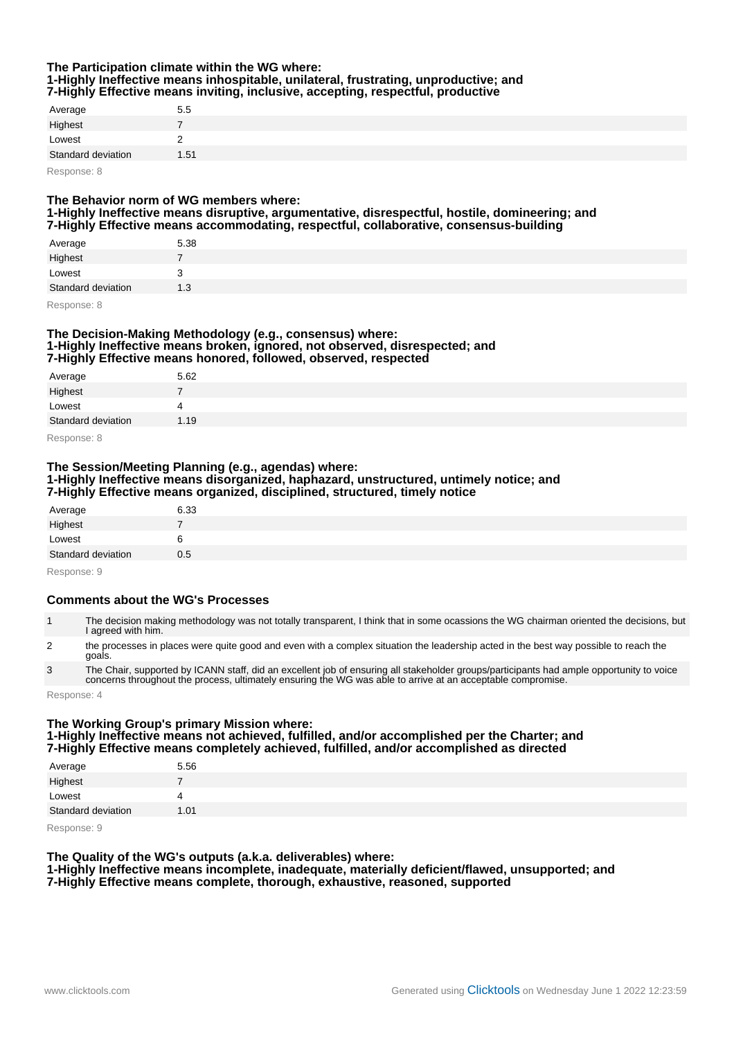**The Participation climate within the WG where:**
**1-Highly Ineffective means inhospitable, unilateral, frustrating, unproductive; and**
**7-Highly Effective means inviting, inclusive, accepting, respectful, productive**

| | |
|---|---|
| Average | 5.5 |
| Highest | 7 |
| Lowest | 2 |
| Standard deviation | 1.51 |

Response: 8

**The Behavior norm of WG members where:**
**1-Highly Ineffective means disruptive, argumentative, disrespectful, hostile, domineering; and**
**7-Highly Effective means accommodating, respectful, collaborative, consensus-building**

| | |
|---|---|
| Average | 5.38 |
| Highest | 7 |
| Lowest | 3 |
| Standard deviation | 1.3 |

Response: 8

**The Decision-Making Methodology (e.g., consensus) where:**
**1-Highly Ineffective means broken, ignored, not observed, disrespected; and**
**7-Highly Effective means honored, followed, observed, respected**

| | |
|---|---|
| Average | 5.62 |
| Highest | 7 |
| Lowest | 4 |
| Standard deviation | 1.19 |

Response: 8

**The Session/Meeting Planning (e.g., agendas) where:**
**1-Highly Ineffective means disorganized, haphazard, unstructured, untimely notice; and**
**7-Highly Effective means organized, disciplined, structured, timely notice**

| | |
|---|---|
| Average | 6.33 |
| Highest | 7 |
| Lowest | 6 |
| Standard deviation | 0.5 |

Response: 9

**Comments about the WG's Processes**

| | |
|---|---|
| 1 | The decision making methodology was not totally transparent, I think that in some ocassions the WG chairman oriented the decisions, but I agreed with him. |
| 2 | the processes in places were quite good and even with a complex situation the leadership acted in the best way possible to reach the goals. |
| 3 | The Chair, supported by ICANN staff, did an excellent job of ensuring all stakeholder groups/participants had ample opportunity to voice concerns throughout the process, ultimately ensuring the WG was able to arrive at an acceptable compromise. |

Response: 4

**The Working Group's primary Mission where:**
**1-Highly Ineffective means not achieved, fulfilled, and/or accomplished per the Charter; and**
**7-Highly Effective means completely achieved, fulfilled, and/or accomplished as directed**

| | |
|---|---|
| Average | 5.56 |
| Highest | 7 |
| Lowest | 4 |
| Standard deviation | 1.01 |

Response: 9

**The Quality of the WG's outputs (a.k.a. deliverables) where:**
**1-Highly Ineffective means incomplete, inadequate, materially deficient/flawed, unsupported; and**
**7-Highly Effective means complete, thorough, exhaustive, reasoned, supported**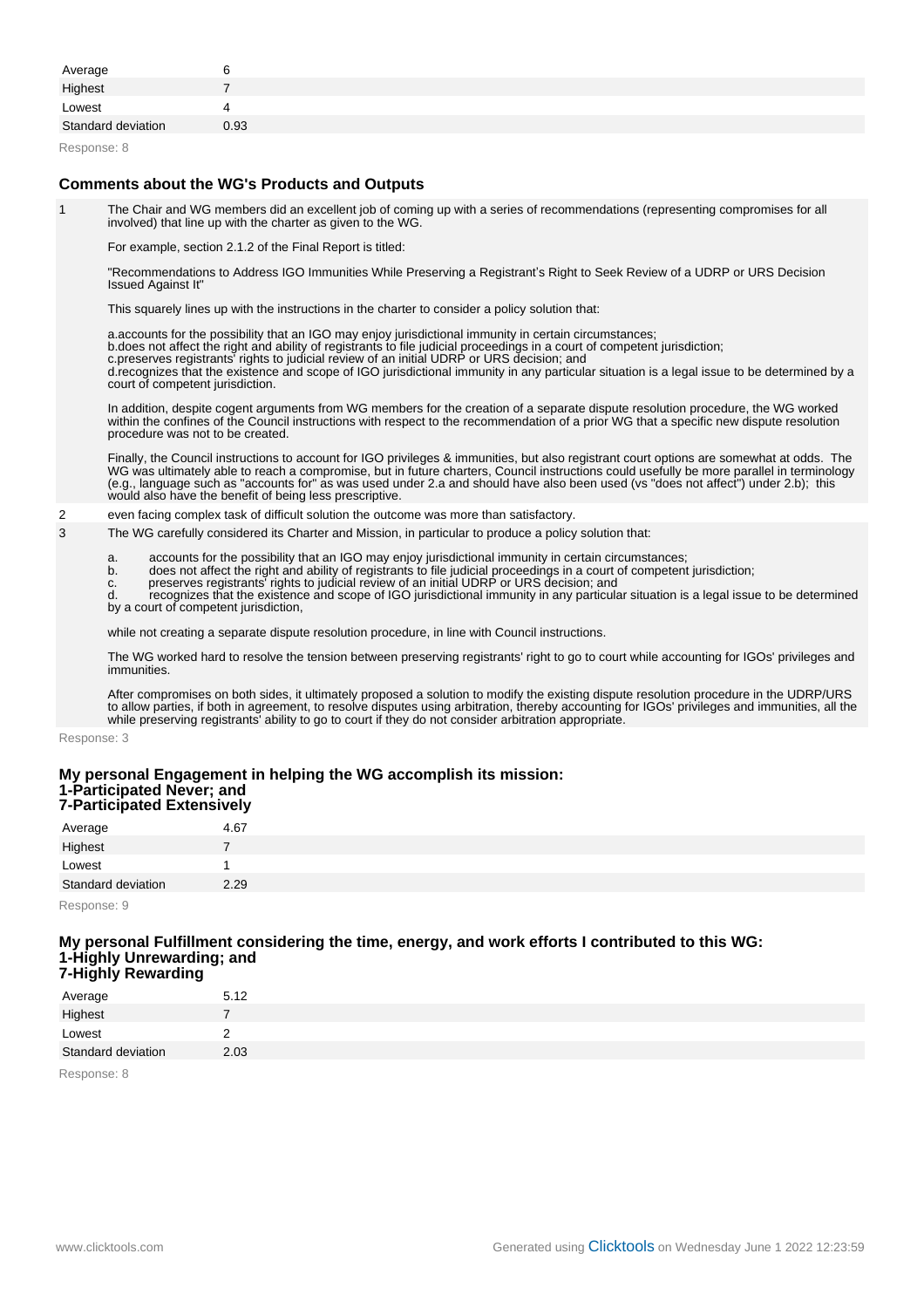| Average | 6 |
|---|---|
| Highest | 7 |
| Lowest | 4 |
| Standard deviation | 0.93 |

Response: 8

### Comments about the WG's Products and Outputs

1 The Chair and WG members did an excellent job of coming up with a series of recommendations (representing compromises for all involved) that line up with the charter as given to the WG.

For example, section 2.1.2 of the Final Report is titled:

"Recommendations to Address IGO Immunities While Preserving a Registrant's Right to Seek Review of a UDRP or URS Decision Issued Against It"

This squarely lines up with the instructions in the charter to consider a policy solution that:

a.accounts for the possibility that an IGO may enjoy jurisdictional immunity in certain circumstances;
b.does not affect the right and ability of registrants to file judicial proceedings in a court of competent jurisdiction;
c.preserves registrants' rights to judicial review of an initial UDRP or URS decision; and
d.recognizes that the existence and scope of IGO jurisdictional immunity in any particular situation is a legal issue to be determined by a court of competent jurisdiction.

In addition, despite cogent arguments from WG members for the creation of a separate dispute resolution procedure, the WG worked within the confines of the Council instructions with respect to the recommendation of a prior WG that a specific new dispute resolution procedure was not to be created.

Finally, the Council instructions to account for IGO privileges & immunities, but also registrant court options are somewhat at odds. The WG was ultimately able to reach a compromise, but in future charters, Council instructions could usefully be more parallel in terminology (e.g., language such as "accounts for" as was used under 2.a and should have also been used (vs "does not affect") under 2.b); this would also have the benefit of being less prescriptive.

2 even facing complex task of difficult solution the outcome was more than satisfactory.

3 The WG carefully considered its Charter and Mission, in particular to produce a policy solution that:

a. accounts for the possibility that an IGO may enjoy jurisdictional immunity in certain circumstances;
b. does not affect the right and ability of registrants to file judicial proceedings in a court of competent jurisdiction;
c. preserves registrants' rights to judicial review of an initial UDRP or URS decision; and
d. recognizes that the existence and scope of IGO jurisdictional immunity in any particular situation is a legal issue to be determined by a court of competent jurisdiction,

while not creating a separate dispute resolution procedure, in line with Council instructions.

The WG worked hard to resolve the tension between preserving registrants' right to go to court while accounting for IGOs' privileges and immunities.

After compromises on both sides, it ultimately proposed a solution to modify the existing dispute resolution procedure in the UDRP/URS to allow parties, if both in agreement, to resolve disputes using arbitration, thereby accounting for IGOs' privileges and immunities, all the while preserving registrants' ability to go to court if they do not consider arbitration appropriate.

Response: 3

### My personal Engagement in helping the WG accomplish its mission: 1-Participated Never; and 7-Participated Extensively

| Average | 4.67 |
|---|---|
| Highest | 7 |
| Lowest | 1 |
| Standard deviation | 2.29 |

Response: 9

### My personal Fulfillment considering the time, energy, and work efforts I contributed to this WG: 1-Highly Unrewarding; and 7-Highly Rewarding

| Average | 5.12 |
|---|---|
| Highest | 7 |
| Lowest | 2 |
| Standard deviation | 2.03 |

Response: 8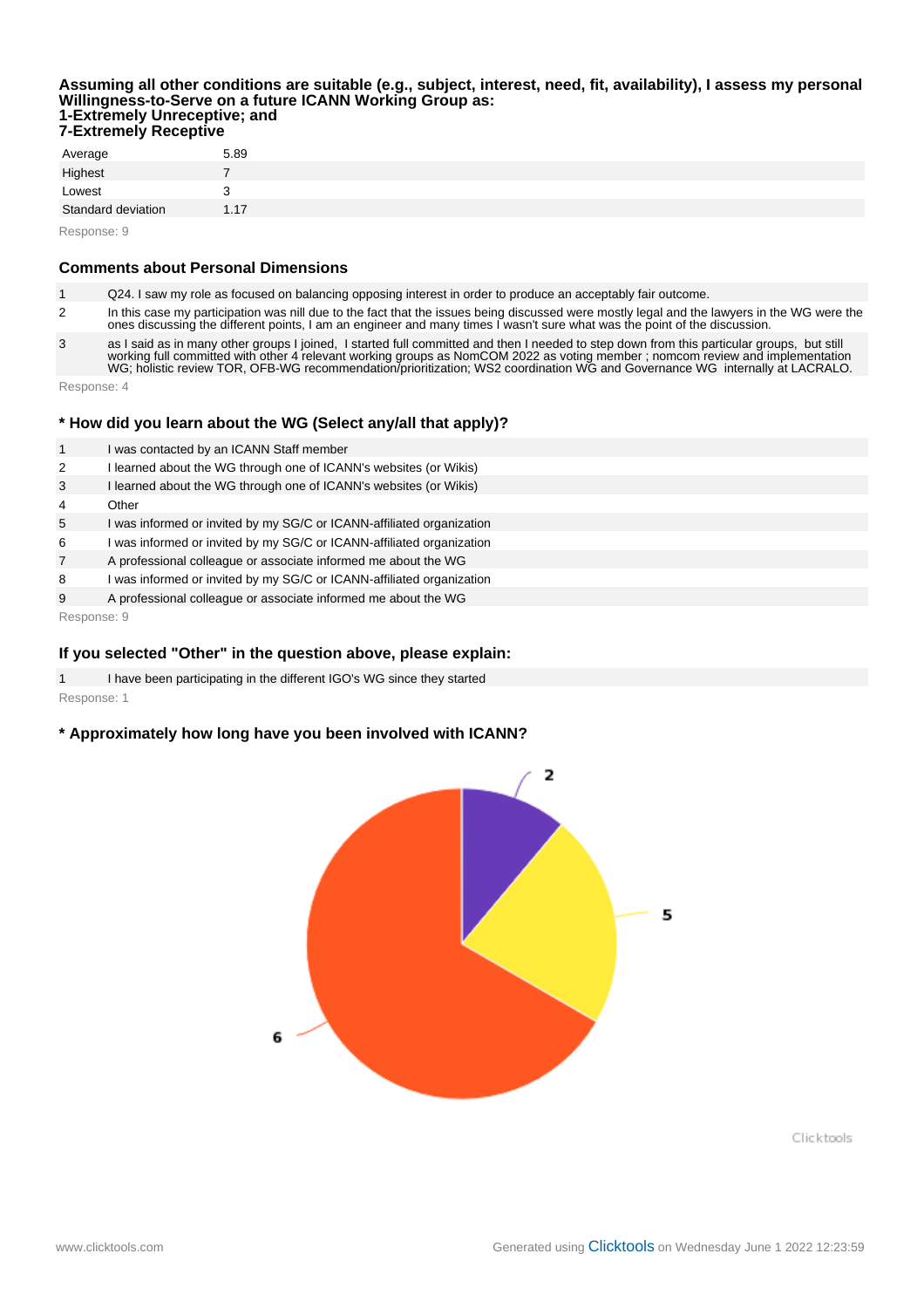### Assuming all other conditions are suitable (e.g., subject, interest, need, fit, availability), I assess my personal Willingness-to-Serve on a future ICANN Working Group as: 1-Extremely Unreceptive; and 7-Extremely Receptive

| | |
|---|---|
| Average | 5.89 |
| Highest | 7 |
| Lowest | 3 |
| Standard deviation | 1.17 |

Response: 9

### Comments about Personal Dimensions

| | |
|---|---|
| 1 | Q24. I saw my role as focused on balancing opposing interest in order to produce an acceptably fair outcome. |
| 2 | In this case my participation was nill due to the fact that the issues being discussed were mostly legal and the lawyers in the WG were the ones discussing the different points, I am an engineer and many times I wasn't sure what was the point of the discussion. |
| 3 | as I said as in many other groups I joined, I started full committed and then I needed to step down from this particular groups, but still working full committed with other 4 relevant working groups as NomCOM 2022 as voting member ; nomcom review and implementation WG; holistic review TOR, OFB-WG recommendation/prioritization; WS2 coordination WG and Governance WG internally at LACRALO. |

Response: 4

### * How did you learn about the WG (Select any/all that apply)?

| | |
|---|---|
| 1 | I was contacted by an ICANN Staff member |
| 2 | I learned about the WG through one of ICANN's websites (or Wikis) |
| 3 | I learned about the WG through one of ICANN's websites (or Wikis) |
| 4 | Other |
| 5 | I was informed or invited by my SG/C or ICANN-affiliated organization |
| 6 | I was informed or invited by my SG/C or ICANN-affiliated organization |
| 7 | A professional colleague or associate informed me about the WG |
| 8 | I was informed or invited by my SG/C or ICANN-affiliated organization |
| 9 | A professional colleague or associate informed me about the WG |

Response: 9

### If you selected "Other" in the question above, please explain:

| | |
|---|---|
| 1 | I have been participating in the different IGO's WG since they started |

Response: 1

### * Approximately how long have you been involved with ICANN?

2

5

6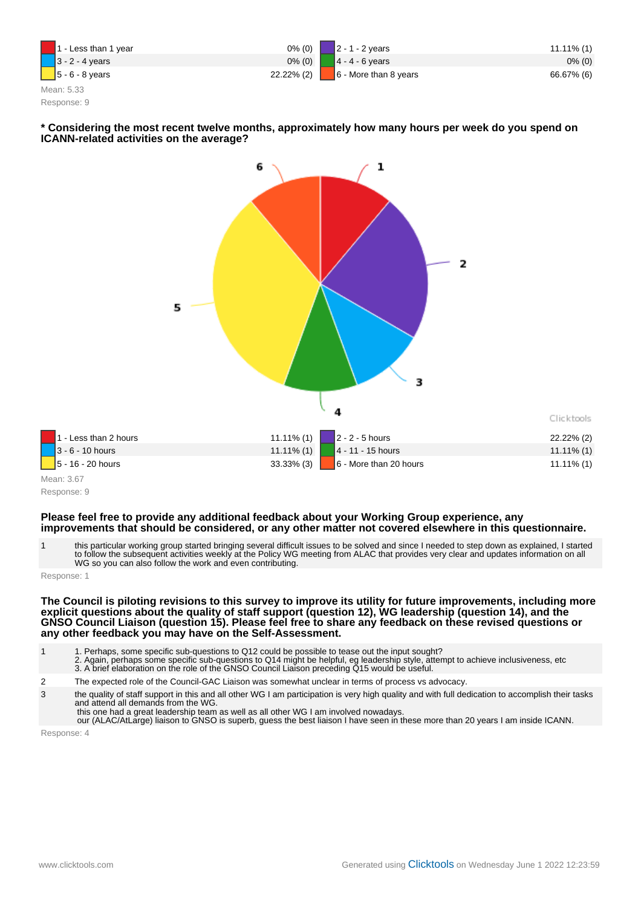| | | | |
|---|---|---|---|
| 1 - Less than 1 year | 0% (0) | 2 - 1 - 2 years | 11.11% (1) |
| 3 - 2 - 4 years | 0% (0) | 4 - 4 - 6 years | 0% (0) |
| 5 - 6 - 8 years | 22.22% (2) | 6 - More than 8 years | 66.67% (6) |

Mean: 5.33

Response: 9

**\* Considering the most recent twelve months, approximately how many hours per week do you spend on ICANN-related activities on the average?**

6
1
2
5
3
4
Clicktools

| | | | |
|---|---|---|---|
| 1 - Less than 2 hours | 11.11% (1) | 2 - 2 - 5 hours | 22.22% (2) |
| 3 - 6 - 10 hours | 11.11% (1) | 4 - 11 - 15 hours | 11.11% (1) |
| 5 - 16 - 20 hours | 33.33% (3) | 6 - More than 20 hours | 11.11% (1) |

Mean: 3.67

Response: 9

**Please feel free to provide any additional feedback about your Working Group experience, any improvements that should be considered, or any other matter not covered elsewhere in this questionnaire.**

| | |
|---|---|
| 1 | this particular working group started bringing several difficult issues to be solved and since I needed to step down as explained, I started to follow the subsequent activities weekly at the Policy WG meeting from ALAC that provides very clear and updates information on all WG so you can also follow the work and even contributing. |

Response: 1

**The Council is piloting revisions to this survey to improve its utility for future improvements, including more explicit questions about the quality of staff support (question 12), WG leadership (question 14), and the GNSO Council Liaison (question 15). Please feel free to share any feedback on these revised questions or any other feedback you may have on the Self-Assessment.**

| | |
|---|---|
| 1 | 1. Perhaps, some specific sub-questions to Q12 could be possible to tease out the input sought?<br>2. Again, perhaps some specific sub-questions to Q14 might be helpful, eg leadership style, attempt to achieve inclusiveness, etc<br>3. A brief elaboration on the role of the GNSO Council Liaison preceding Q15 would be useful. |
| 2 | The expected role of the Council-GAC Liaison was somewhat unclear in terms of process vs advocacy. |
| 3 | the quality of staff support in this and all other WG I am participation is very high quality and with full dedication to accomplish their tasks and attend all demands from the WG.<br>this one had a great leadership team as well as all other WG I am involved nowadays.<br>our (ALAC/AtLarge) liaison to GNSO is superb, guess the best liaison I have seen in these more than 20 years I am inside ICANN. |

Response: 4

www.clicktools.com

Generated using Clicktools on Wednesday June 1 2022 12:23:59